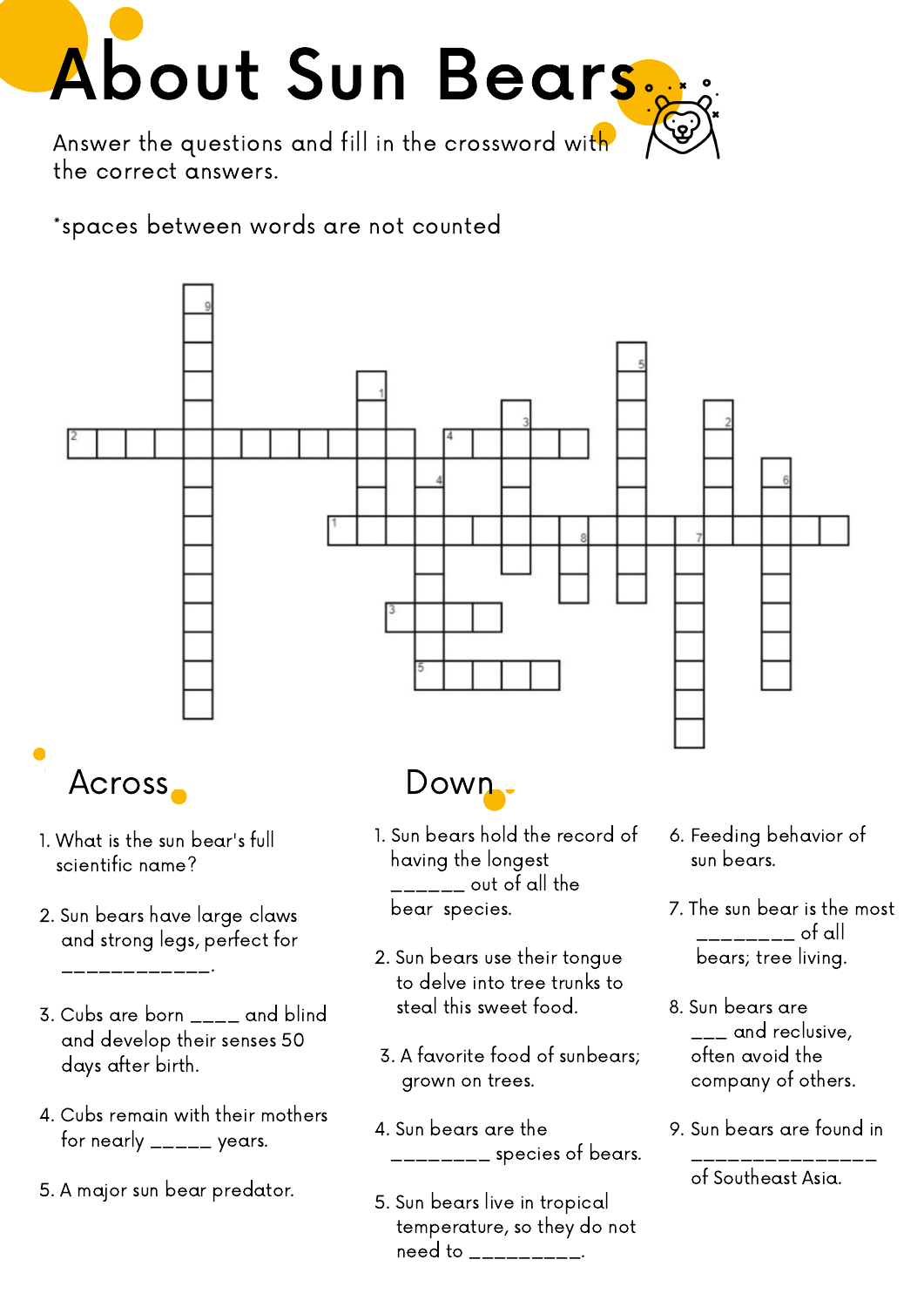# About Sun Bears

Answer the questions and fill in the crossword with the correct answers.

*spaces between words are not counted

## Across

1. What is the sun bear's full scientific name?
2. Sun bears have large claws and strong legs, perfect for ____________.
3. Cubs are born ____ and blind and develop their senses 50 days after birth.
4. Cubs remain with their mothers for nearly _____ years.
5. A major sun bear predator.

## Down

1. Sun bears hold the record of having the longest ______ out of all the bear species.
2. Sun bears use their tongue to delve into tree trunks to steal this sweet food.
3. A favorite food of sunbears; grown on trees.
4. Sun bears are the ________ species of bears.
5. Sun bears live in tropical temperature, so they do not need to _________.
6. Feeding behavior of sun bears.
7. The sun bear is the most ________ of all bears; tree living.
8. Sun bears are ___ and reclusive, often avoid the company of others.
9. Sun bears are found in _______________ of Southeast Asia.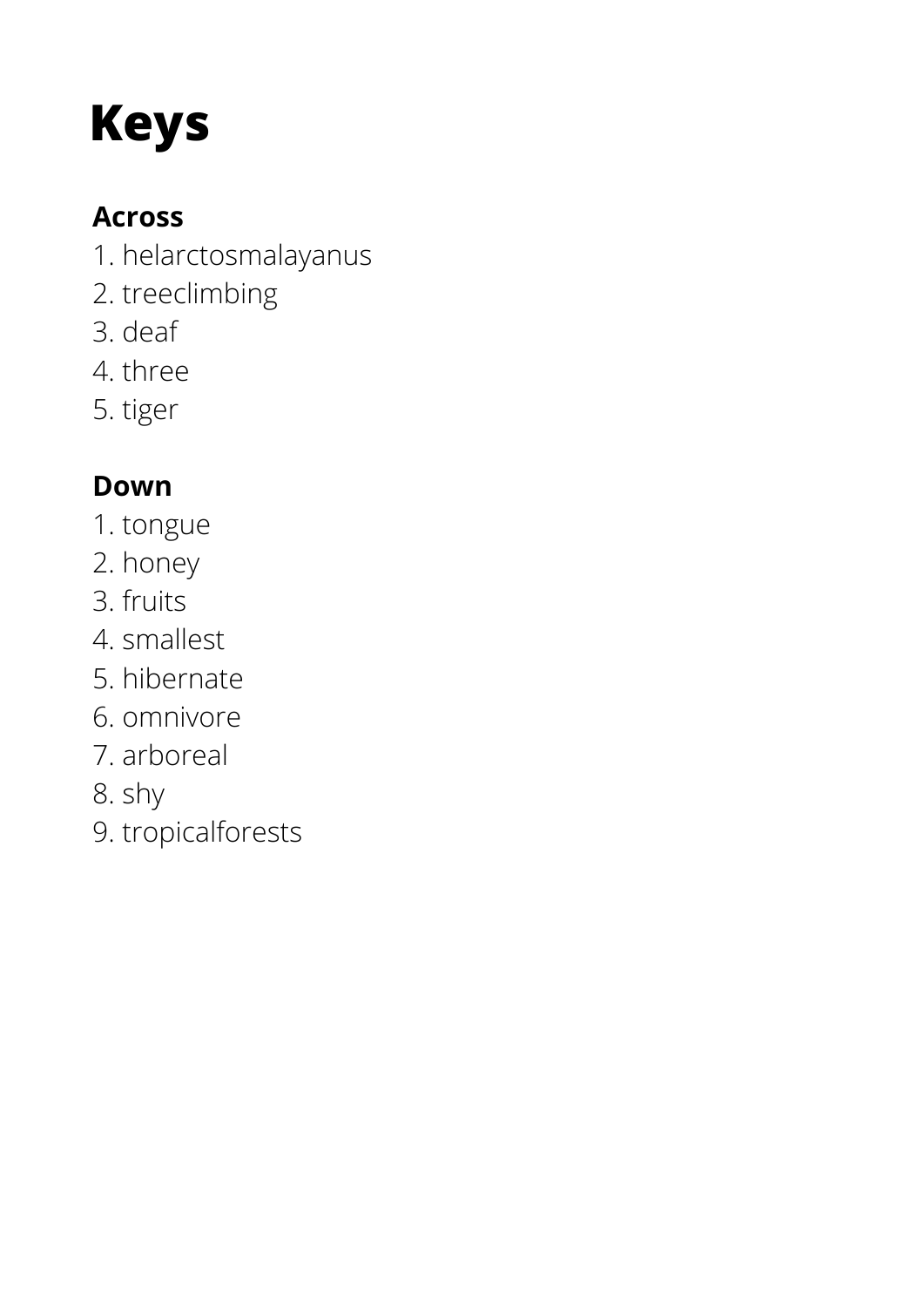# Keys

**Across**

1. helarctosmalayanus
2. treeclimbing
3. deaf
4. three
5. tiger

**Down**

1. tongue
2. honey
3. fruits
4. smallest
5. hibernate
6. omnivore
7. arboreal
8. shy
9. tropicalforests